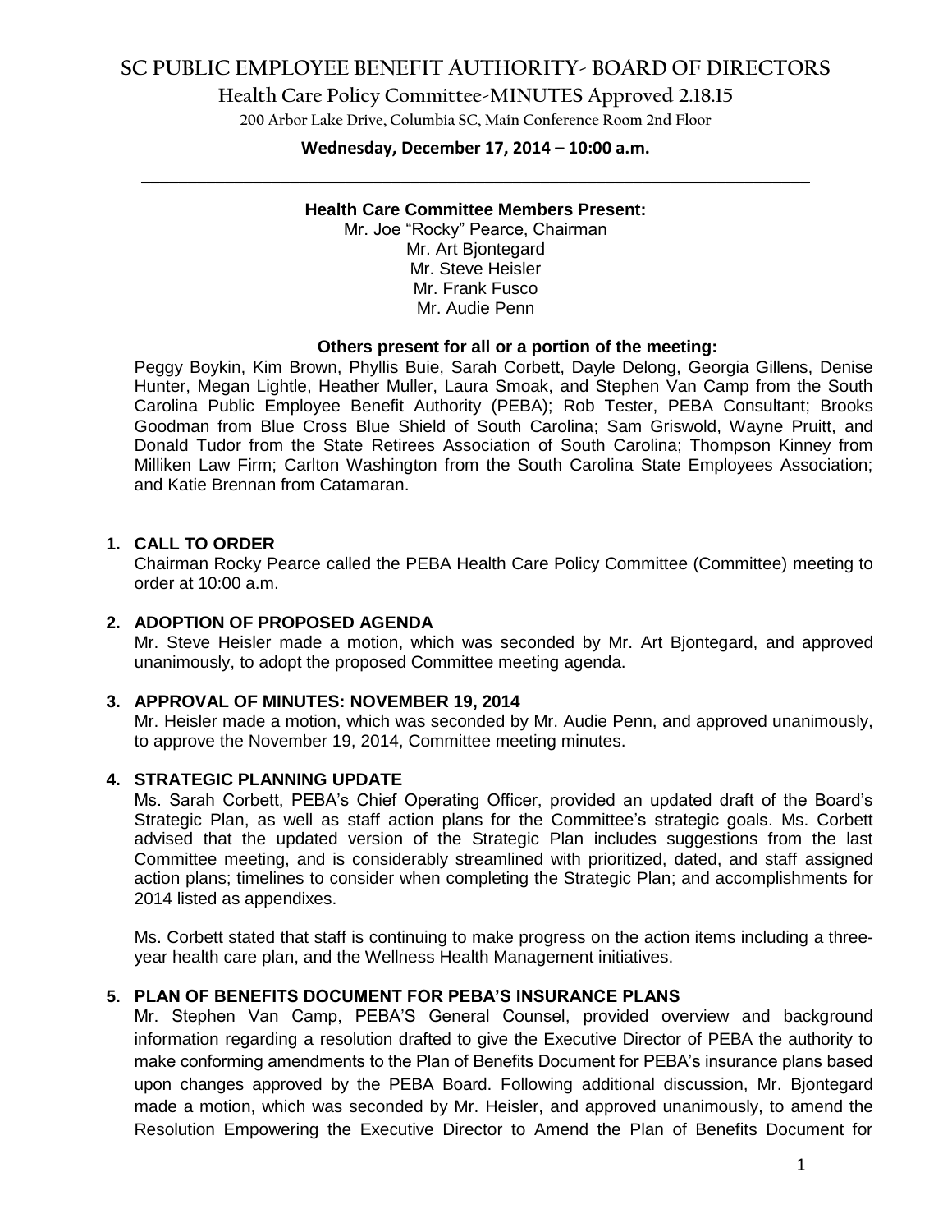# SC PUBLIC EMPLOYEE BENEFIT AUTHORITY- BOARD OF DIRECTORS

## Health Care Policy Committee-MINUTES Approved 2.18.15

200 Arbor Lake Drive, Columbia SC, Main Conference Room 2nd Floor

**Wednesday, December 17, 2014 – 10:00 a.m.**

---

**Health Care Committee Members Present:**

Mr. Joe "Rocky" Pearce, Chairman
Mr. Art Bjontegard
Mr. Steve Heisler
Mr. Frank Fusco
Mr. Audie Penn

**Others present for all or a portion of the meeting:**

Peggy Boykin, Kim Brown, Phyllis Buie, Sarah Corbett, Dayle Delong, Georgia Gillens, Denise Hunter, Megan Lightle, Heather Muller, Laura Smoak, and Stephen Van Camp from the South Carolina Public Employee Benefit Authority (PEBA); Rob Tester, PEBA Consultant; Brooks Goodman from Blue Cross Blue Shield of South Carolina; Sam Griswold, Wayne Pruitt, and Donald Tudor from the State Retirees Association of South Carolina; Thompson Kinney from Milliken Law Firm; Carlton Washington from the South Carolina State Employees Association; and Katie Brennan from Catamaran.

### 1. CALL TO ORDER

Chairman Rocky Pearce called the PEBA Health Care Policy Committee (Committee) meeting to order at 10:00 a.m.

### 2. ADOPTION OF PROPOSED AGENDA

Mr. Steve Heisler made a motion, which was seconded by Mr. Art Bjontegard, and approved unanimously, to adopt the proposed Committee meeting agenda.

### 3. APPROVAL OF MINUTES: NOVEMBER 19, 2014

Mr. Heisler made a motion, which was seconded by Mr. Audie Penn, and approved unanimously, to approve the November 19, 2014, Committee meeting minutes.

### 4. STRATEGIC PLANNING UPDATE

Ms. Sarah Corbett, PEBA's Chief Operating Officer, provided an updated draft of the Board's Strategic Plan, as well as staff action plans for the Committee's strategic goals. Ms. Corbett advised that the updated version of the Strategic Plan includes suggestions from the last Committee meeting, and is considerably streamlined with prioritized, dated, and staff assigned action plans; timelines to consider when completing the Strategic Plan; and accomplishments for 2014 listed as appendixes.

Ms. Corbett stated that staff is continuing to make progress on the action items including a three-year health care plan, and the Wellness Health Management initiatives.

### 5. PLAN OF BENEFITS DOCUMENT FOR PEBA'S INSURANCE PLANS

Mr. Stephen Van Camp, PEBA'S General Counsel, provided overview and background information regarding a resolution drafted to give the Executive Director of PEBA the authority to make conforming amendments to the Plan of Benefits Document for PEBA's insurance plans based upon changes approved by the PEBA Board. Following additional discussion, Mr. Bjontegard made a motion, which was seconded by Mr. Heisler, and approved unanimously, to amend the Resolution Empowering the Executive Director to Amend the Plan of Benefits Document for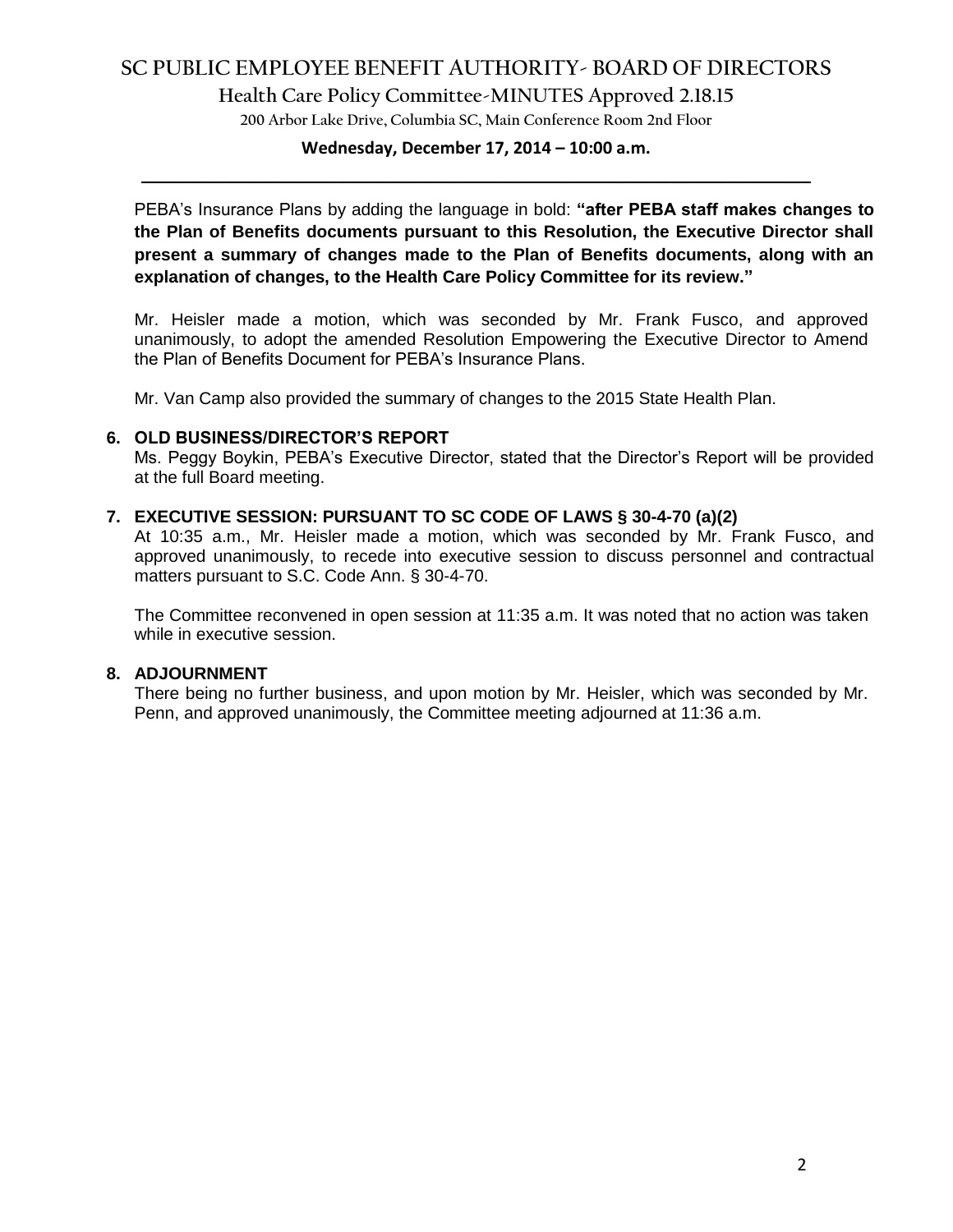PEBA's Insurance Plans by adding the language in bold: **"after PEBA staff makes changes to the Plan of Benefits documents pursuant to this Resolution, the Executive Director shall present a summary of changes made to the Plan of Benefits documents, along with an explanation of changes, to the Health Care Policy Committee for its review."**

Mr. Heisler made a motion, which was seconded by Mr. Frank Fusco, and approved unanimously, to adopt the amended Resolution Empowering the Executive Director to Amend the Plan of Benefits Document for PEBA's Insurance Plans.

Mr. Van Camp also provided the summary of changes to the 2015 State Health Plan.

**6. OLD BUSINESS/DIRECTOR'S REPORT**

Ms. Peggy Boykin, PEBA's Executive Director, stated that the Director's Report will be provided at the full Board meeting.

**7. EXECUTIVE SESSION: PURSUANT TO SC CODE OF LAWS § 30-4-70 (a)(2)**

At 10:35 a.m., Mr. Heisler made a motion, which was seconded by Mr. Frank Fusco, and approved unanimously, to recede into executive session to discuss personnel and contractual matters pursuant to S.C. Code Ann. § 30-4-70.

The Committee reconvened in open session at 11:35 a.m. It was noted that no action was taken while in executive session.

**8. ADJOURNMENT**

There being no further business, and upon motion by Mr. Heisler, which was seconded by Mr. Penn, and approved unanimously, the Committee meeting adjourned at 11:36 a.m.